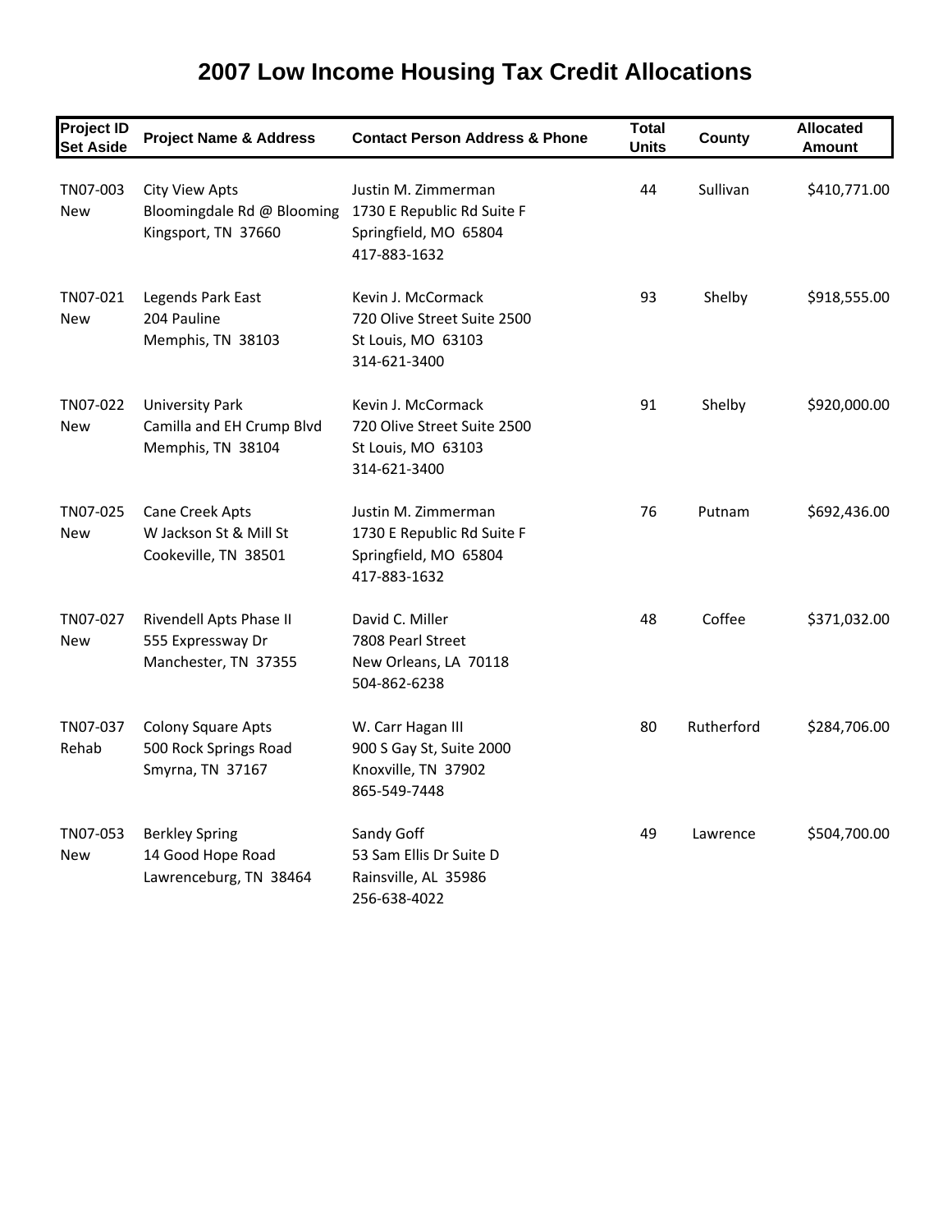# 2007 Low Income Housing Tax Credit Allocations

| Project ID Set Aside | Project Name & Address | Contact Person Address & Phone | Total Units | County | Allocated Amount |
|---|---|---|---|---|---|
| TN07-003 New | City View Apts Bloomingdale Rd @ Blooming Kingsport, TN 37660 | Justin M. Zimmerman 1730 E Republic Rd Suite F Springfield, MO 65804 417-883-1632 | 44 | Sullivan | $410,771.00 |
| TN07-021 New | Legends Park East 204 Pauline Memphis, TN 38103 | Kevin J. McCormack 720 Olive Street Suite 2500 St Louis, MO 63103 314-621-3400 | 93 | Shelby | $918,555.00 |
| TN07-022 New | University Park Camilla and EH Crump Blvd Memphis, TN 38104 | Kevin J. McCormack 720 Olive Street Suite 2500 St Louis, MO 63103 314-621-3400 | 91 | Shelby | $920,000.00 |
| TN07-025 New | Cane Creek Apts W Jackson St & Mill St Cookeville, TN 38501 | Justin M. Zimmerman 1730 E Republic Rd Suite F Springfield, MO 65804 417-883-1632 | 76 | Putnam | $692,436.00 |
| TN07-027 New | Rivendell Apts Phase II 555 Expressway Dr Manchester, TN 37355 | David C. Miller 7808 Pearl Street New Orleans, LA 70118 504-862-6238 | 48 | Coffee | $371,032.00 |
| TN07-037 Rehab | Colony Square Apts 500 Rock Springs Road Smyrna, TN 37167 | W. Carr Hagan III 900 S Gay St, Suite 2000 Knoxville, TN 37902 865-549-7448 | 80 | Rutherford | $284,706.00 |
| TN07-053 New | Berkley Spring 14 Good Hope Road Lawrenceburg, TN 38464 | Sandy Goff 53 Sam Ellis Dr Suite D Rainsville, AL 35986 256-638-4022 | 49 | Lawrence | $504,700.00 |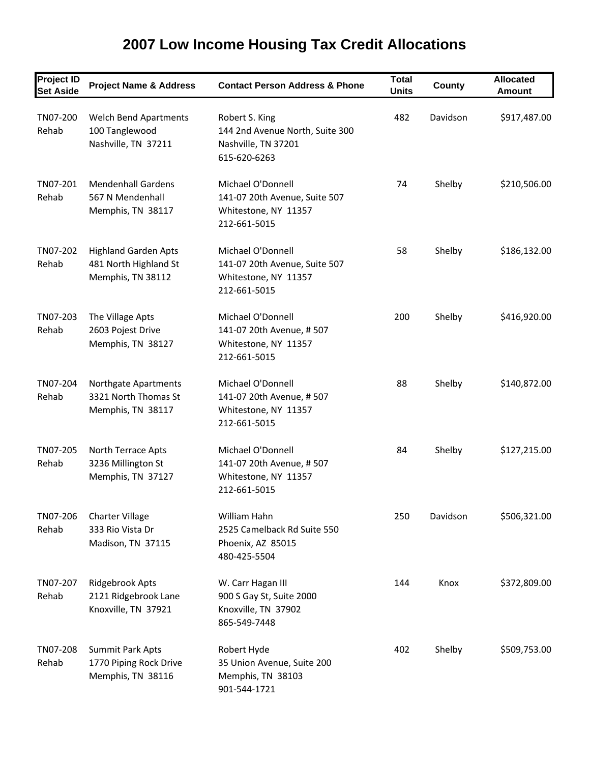# 2007 Low Income Housing Tax Credit Allocations

| Project ID Set Aside | Project Name & Address | Contact Person Address & Phone | Total Units | County | Allocated Amount |
|---|---|---|---|---|---|
| TN07-200 Rehab | Welch Bend Apartments 100 Tanglewood Nashville, TN 37211 | Robert S. King 144 2nd Avenue North, Suite 300 Nashville, TN 37201 615-620-6263 | 482 | Davidson | $917,487.00 |
| TN07-201 Rehab | Mendenhall Gardens 567 N Mendenhall Memphis, TN 38117 | Michael O'Donnell 141-07 20th Avenue, Suite 507 Whitestone, NY 11357 212-661-5015 | 74 | Shelby | $210,506.00 |
| TN07-202 Rehab | Highland Garden Apts 481 North Highland St Memphis, TN 38112 | Michael O'Donnell 141-07 20th Avenue, Suite 507 Whitestone, NY 11357 212-661-5015 | 58 | Shelby | $186,132.00 |
| TN07-203 Rehab | The Village Apts 2603 Pojest Drive Memphis, TN 38127 | Michael O'Donnell 141-07 20th Avenue, # 507 Whitestone, NY 11357 212-661-5015 | 200 | Shelby | $416,920.00 |
| TN07-204 Rehab | Northgate Apartments 3321 North Thomas St Memphis, TN 38117 | Michael O'Donnell 141-07 20th Avenue, # 507 Whitestone, NY 11357 212-661-5015 | 88 | Shelby | $140,872.00 |
| TN07-205 Rehab | North Terrace Apts 3236 Millington St Memphis, TN 37127 | Michael O'Donnell 141-07 20th Avenue, # 507 Whitestone, NY 11357 212-661-5015 | 84 | Shelby | $127,215.00 |
| TN07-206 Rehab | Charter Village 333 Rio Vista Dr Madison, TN 37115 | William Hahn 2525 Camelback Rd Suite 550 Phoenix, AZ 85015 480-425-5504 | 250 | Davidson | $506,321.00 |
| TN07-207 Rehab | Ridgebrook Apts 2121 Ridgebrook Lane Knoxville, TN 37921 | W. Carr Hagan III 900 S Gay St, Suite 2000 Knoxville, TN 37902 865-549-7448 | 144 | Knox | $372,809.00 |
| TN07-208 Rehab | Summit Park Apts 1770 Piping Rock Drive Memphis, TN 38116 | Robert Hyde 35 Union Avenue, Suite 200 Memphis, TN 38103 901-544-1721 | 402 | Shelby | $509,753.00 |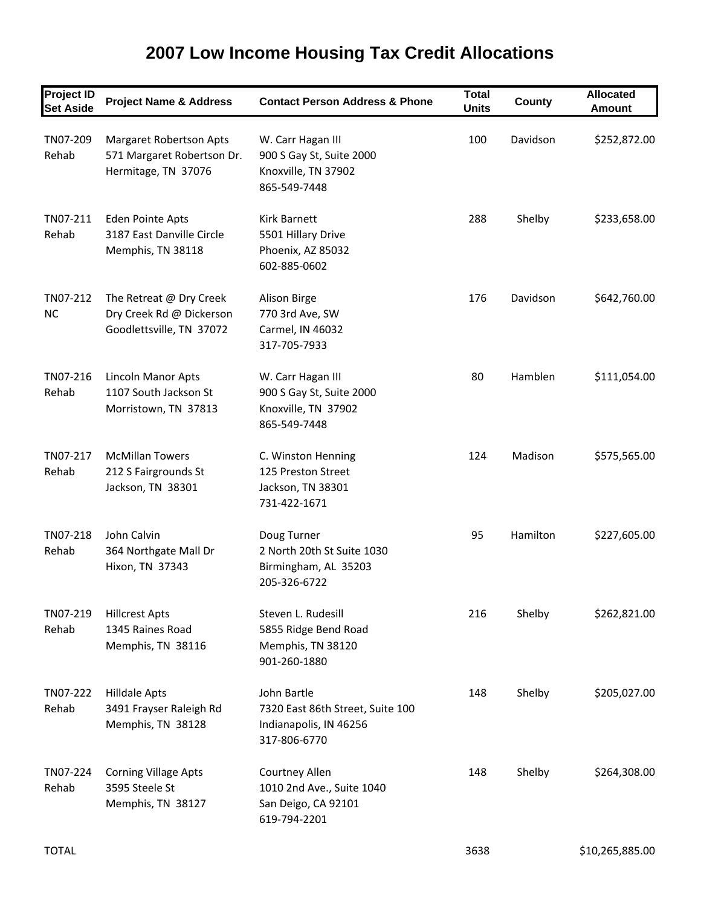# 2007 Low Income Housing Tax Credit Allocations

| Project ID Set Aside | Project Name & Address | Contact Person Address & Phone | Total Units | County | Allocated Amount |
|---|---|---|---|---|---|
| TN07-209 Rehab | Margaret Robertson Apts 571 Margaret Robertson Dr. Hermitage, TN 37076 | W. Carr Hagan III 900 S Gay St, Suite 2000 Knoxville, TN 37902 865-549-7448 | 100 | Davidson | $252,872.00 |
| TN07-211 Rehab | Eden Pointe Apts 3187 East Danville Circle Memphis, TN 38118 | Kirk Barnett 5501 Hillary Drive Phoenix, AZ 85032 602-885-0602 | 288 | Shelby | $233,658.00 |
| TN07-212 NC | The Retreat @ Dry Creek Dry Creek Rd @ Dickerson Goodlettsville, TN 37072 | Alison Birge 770 3rd Ave, SW Carmel, IN 46032 317-705-7933 | 176 | Davidson | $642,760.00 |
| TN07-216 Rehab | Lincoln Manor Apts 1107 South Jackson St Morristown, TN 37813 | W. Carr Hagan III 900 S Gay St, Suite 2000 Knoxville, TN 37902 865-549-7448 | 80 | Hamblen | $111,054.00 |
| TN07-217 Rehab | McMillan Towers 212 S Fairgrounds St Jackson, TN 38301 | C. Winston Henning 125 Preston Street Jackson, TN 38301 731-422-1671 | 124 | Madison | $575,565.00 |
| TN07-218 Rehab | John Calvin 364 Northgate Mall Dr Hixon, TN 37343 | Doug Turner 2 North 20th St Suite 1030 Birmingham, AL 35203 205-326-6722 | 95 | Hamilton | $227,605.00 |
| TN07-219 Rehab | Hillcrest Apts 1345 Raines Road Memphis, TN 38116 | Steven L. Rudesill 5855 Ridge Bend Road Memphis, TN 38120 901-260-1880 | 216 | Shelby | $262,821.00 |
| TN07-222 Rehab | Hilldale Apts 3491 Frayser Raleigh Rd Memphis, TN 38128 | John Bartle 7320 East 86th Street, Suite 100 Indianapolis, IN 46256 317-806-6770 | 148 | Shelby | $205,027.00 |
| TN07-224 Rehab | Corning Village Apts 3595 Steele St Memphis, TN 38127 | Courtney Allen 1010 2nd Ave., Suite 1040 San Deigo, CA 92101 619-794-2201 | 148 | Shelby | $264,308.00 |
| TOTAL | | | 3638 | | $10,265,885.00 |